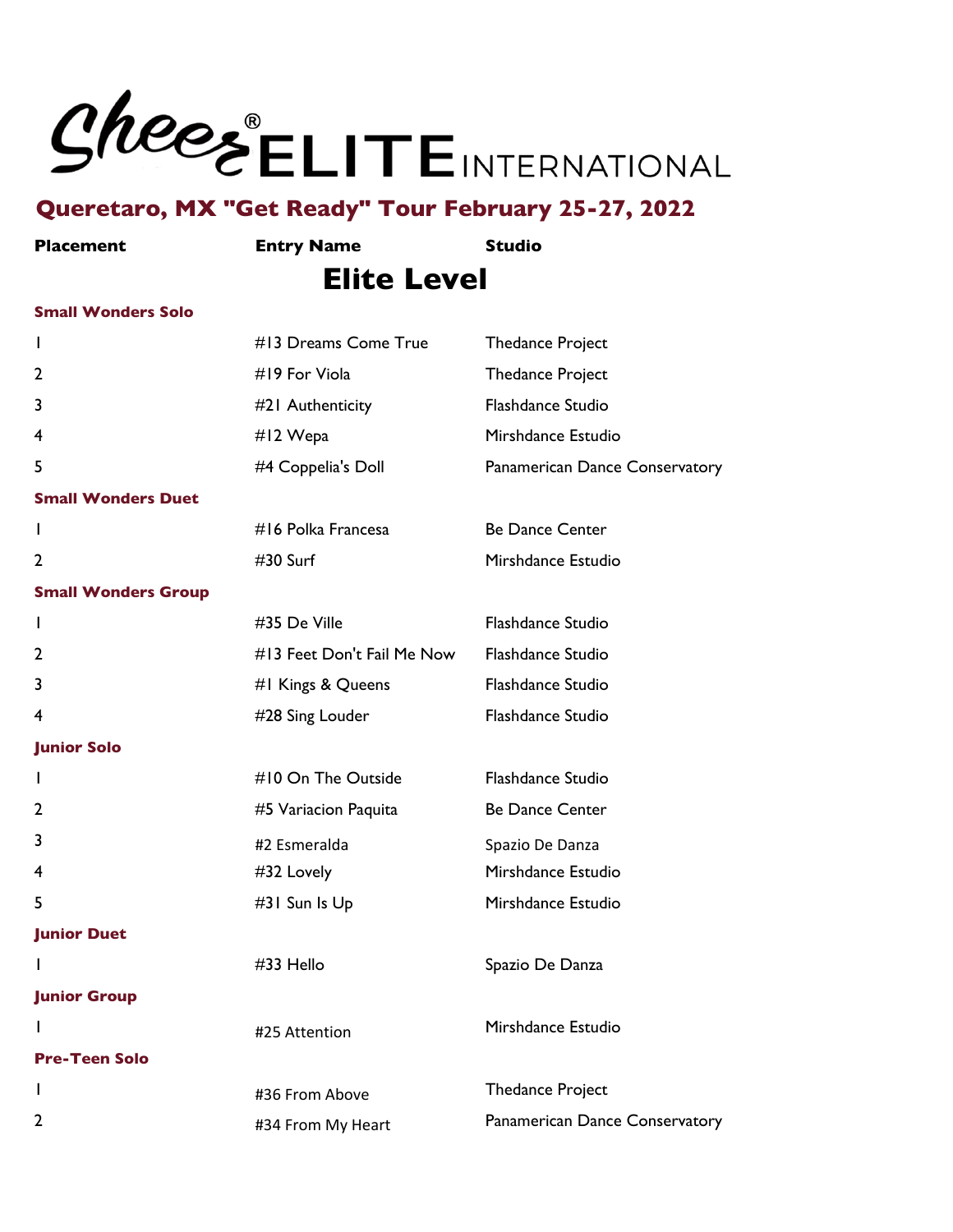# Sheer ELITE INTERNATIONAL

## Queretaro, MX "Get Ready" Tour February 25-27, 2022

| Placement | Entry Name | Studio |
|---|---|---|

## Elite Level

### Small Wonders Solo

| Placement | Entry Name | Studio |
|---|---|---|
| 1 | #13 Dreams Come True | Thedance Project |
| 2 | #19 For Viola | Thedance Project |
| 3 | #21 Authenticity | Flashdance Studio |
| 4 | #12 Wepa | Mirshdance Estudio |
| 5 | #4 Coppelia's Doll | Panamerican Dance Conservatory |

### Small Wonders Duet

| Placement | Entry Name | Studio |
|---|---|---|
| 1 | #16 Polka Francesa | Be Dance Center |
| 2 | #30 Surf | Mirshdance Estudio |

### Small Wonders Group

| Placement | Entry Name | Studio |
|---|---|---|
| 1 | #35 De Ville | Flashdance Studio |
| 2 | #13 Feet Don't Fail Me Now | Flashdance Studio |
| 3 | #1 Kings & Queens | Flashdance Studio |
| 4 | #28 Sing Louder | Flashdance Studio |

### Junior Solo

| Placement | Entry Name | Studio |
|---|---|---|
| 1 | #10 On The Outside | Flashdance Studio |
| 2 | #5 Variacion Paquita | Be Dance Center |
| 3 | #2 Esmeralda | Spazio De Danza |
| 4 | #32 Lovely | Mirshdance Estudio |
| 5 | #31 Sun Is Up | Mirshdance Estudio |

### Junior Duet

| Placement | Entry Name | Studio |
|---|---|---|
| 1 | #33 Hello | Spazio De Danza |

### Junior Group

| Placement | Entry Name | Studio |
|---|---|---|
| 1 | #25 Attention | Mirshdance Estudio |

### Pre-Teen Solo

| Placement | Entry Name | Studio |
|---|---|---|
| 1 | #36 From Above | Thedance Project |
| 2 | #34 From My Heart | Panamerican Dance Conservatory |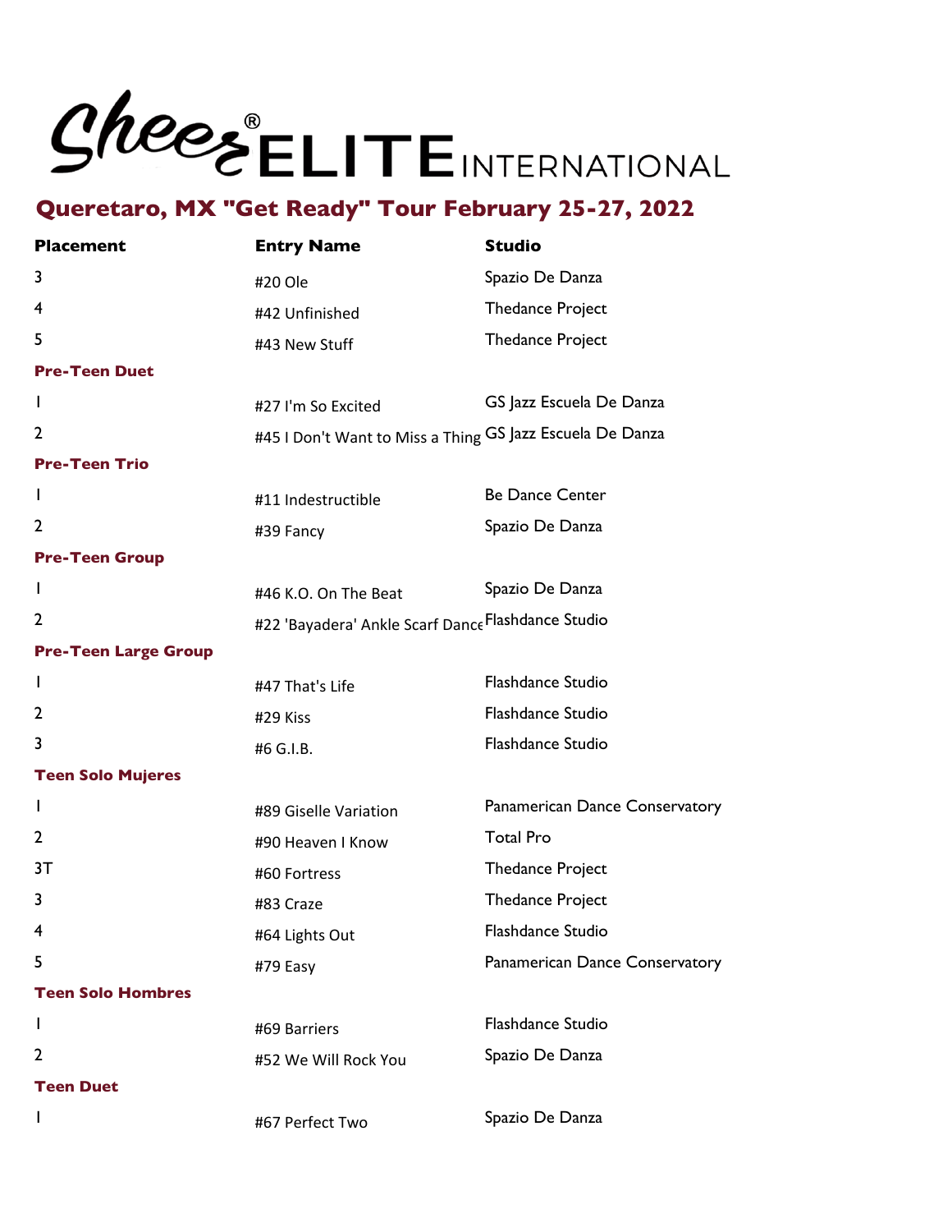# Sheer ® ELITE INTERNATIONAL

## Queretaro, MX "Get Ready" Tour February 25-27, 2022

| Placement | Entry Name | Studio |
|---|---|---|
| 3 | #20 Ole | Spazio De Danza |
| 4 | #42 Unfinished | Thedance Project |
| 5 | #43 New Stuff | Thedance Project |
| **Pre-Teen Duet** | | |
| 1 | #27 I'm So Excited | GS Jazz Escuela De Danza |
| 2 | #45 I Don't Want to Miss a Thing | GS Jazz Escuela De Danza |
| **Pre-Teen Trio** | | |
| 1 | #11 Indestructible | Be Dance Center |
| 2 | #39 Fancy | Spazio De Danza |
| **Pre-Teen Group** | | |
| 1 | #46 K.O. On The Beat | Spazio De Danza |
| 2 | #22 'Bayadera' Ankle Scarf Dance | Flashdance Studio |
| **Pre-Teen Large Group** | | |
| 1 | #47 That's Life | Flashdance Studio |
| 2 | #29 Kiss | Flashdance Studio |
| 3 | #6 G.I.B. | Flashdance Studio |
| **Teen Solo Mujeres** | | |
| 1 | #89 Giselle Variation | Panamerican Dance Conservatory |
| 2 | #90 Heaven I Know | Total Pro |
| 3T | #60 Fortress | Thedance Project |
| 3 | #83 Craze | Thedance Project |
| 4 | #64 Lights Out | Flashdance Studio |
| 5 | #79 Easy | Panamerican Dance Conservatory |
| **Teen Solo Hombres** | | |
| 1 | #69 Barriers | Flashdance Studio |
| 2 | #52 We Will Rock You | Spazio De Danza |
| **Teen Duet** | | |
| 1 | #67 Perfect Two | Spazio De Danza |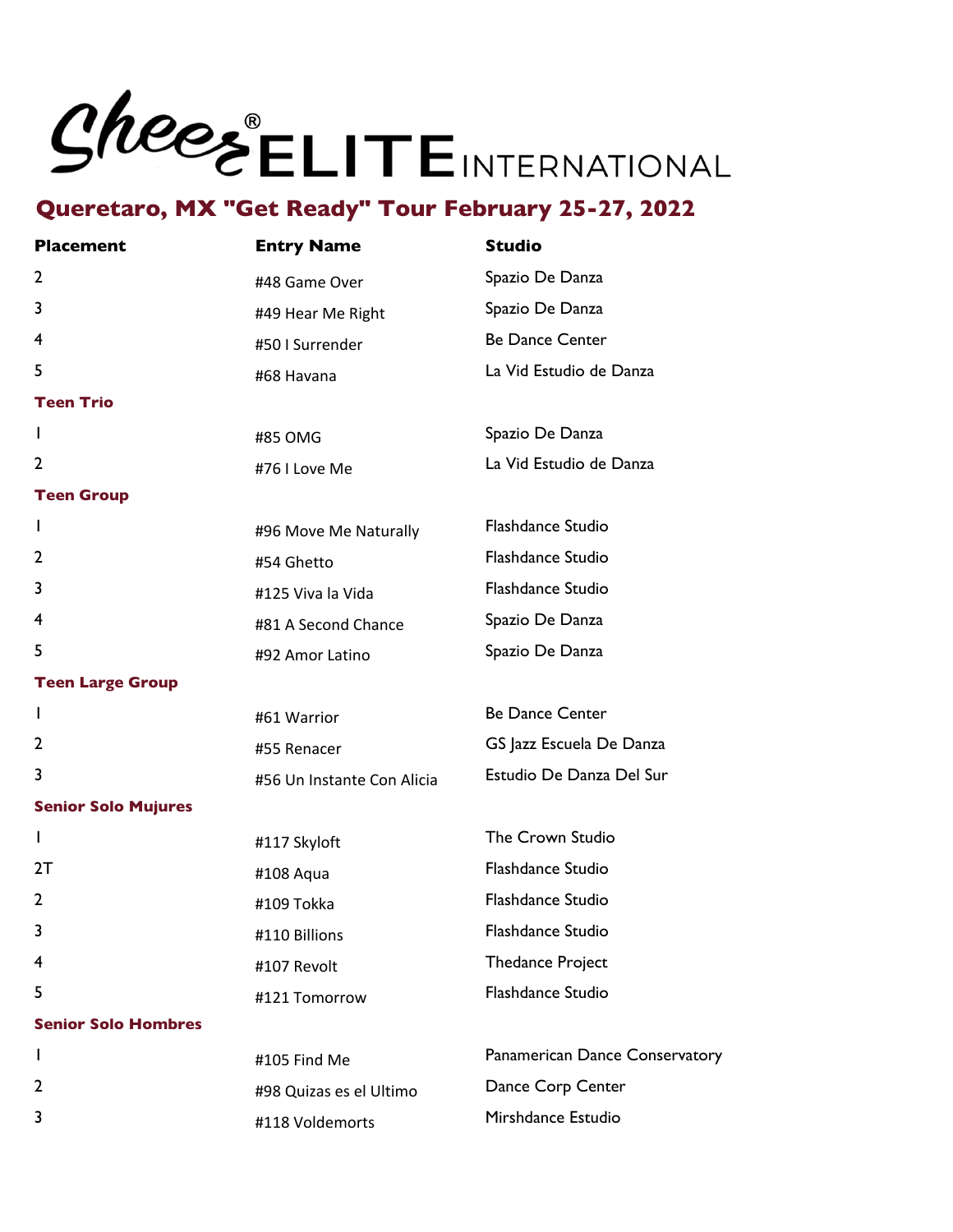# Sheer® ELITE INTERNATIONAL

## Queretaro, MX "Get Ready" Tour February 25-27, 2022

| Placement | Entry Name | Studio |
|---|---|---|
| 2 | #48 Game Over | Spazio De Danza |
| 3 | #49 Hear Me Right | Spazio De Danza |
| 4 | #50 I Surrender | Be Dance Center |
| 5 | #68 Havana | La Vid Estudio de Danza |
| **Teen Trio** | | |
| 1 | #85 OMG | Spazio De Danza |
| 2 | #76 I Love Me | La Vid Estudio de Danza |
| **Teen Group** | | |
| 1 | #96 Move Me Naturally | Flashdance Studio |
| 2 | #54 Ghetto | Flashdance Studio |
| 3 | #125 Viva la Vida | Flashdance Studio |
| 4 | #81 A Second Chance | Spazio De Danza |
| 5 | #92 Amor Latino | Spazio De Danza |
| **Teen Large Group** | | |
| 1 | #61 Warrior | Be Dance Center |
| 2 | #55 Renacer | GS Jazz Escuela De Danza |
| 3 | #56 Un Instante Con Alicia | Estudio De Danza Del Sur |
| **Senior Solo Mujures** | | |
| 1 | #117 Skyloft | The Crown Studio |
| 2T | #108 Aqua | Flashdance Studio |
| 2 | #109 Tokka | Flashdance Studio |
| 3 | #110 Billions | Flashdance Studio |
| 4 | #107 Revolt | Thedance Project |
| 5 | #121 Tomorrow | Flashdance Studio |
| **Senior Solo Hombres** | | |
| 1 | #105 Find Me | Panamerican Dance Conservatory |
| 2 | #98 Quizas es el Ultimo | Dance Corp Center |
| 3 | #118 Voldemorts | Mirshdance Estudio |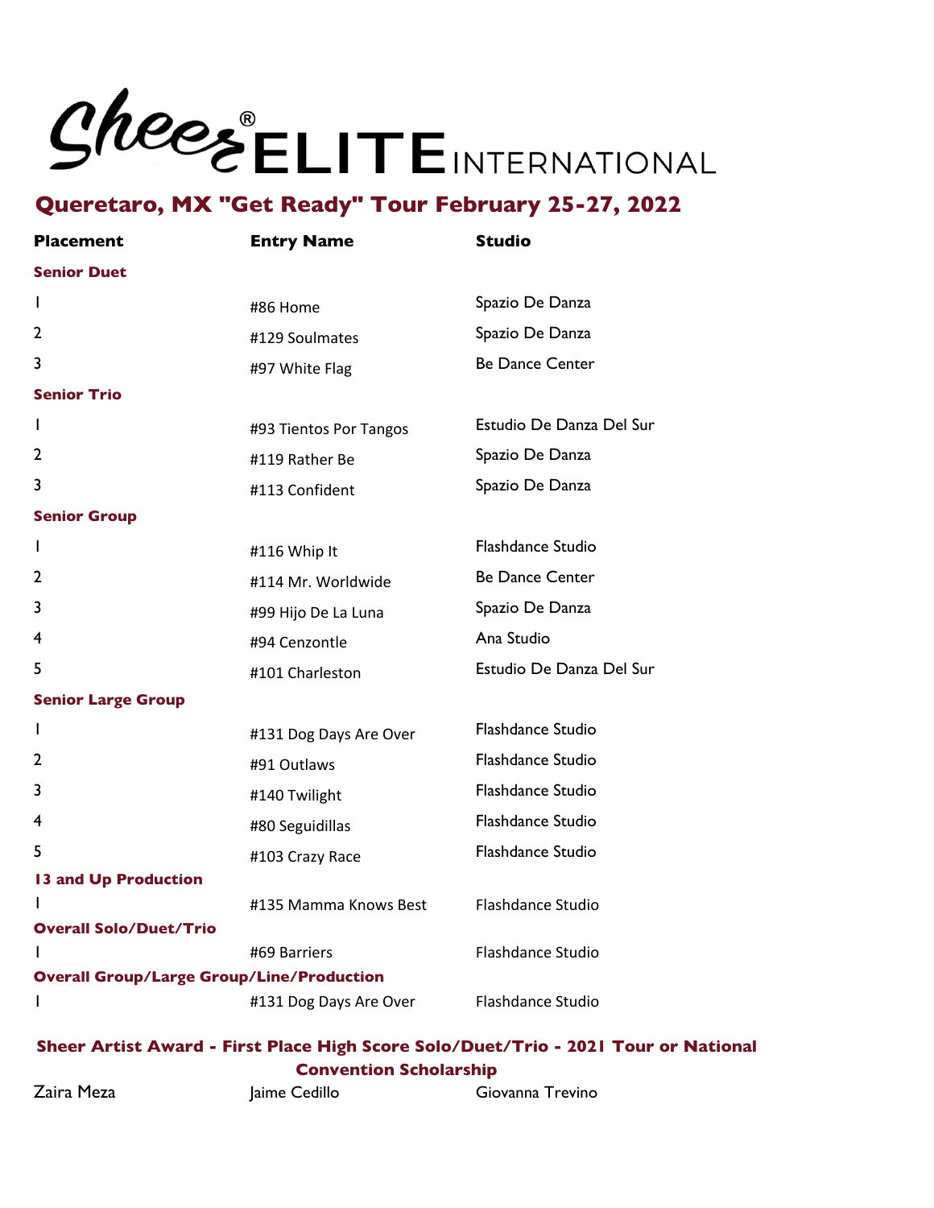# Sheer® ELITE INTERNATIONAL

## Queretaro, MX "Get Ready" Tour February 25-27, 2022

| Placement | Entry Name | Studio |
|---|---|---|
| **Senior Duet** | | |
| 1 | #86 Home | Spazio De Danza |
| 2 | #129 Soulmates | Spazio De Danza |
| 3 | #97 White Flag | Be Dance Center |
| **Senior Trio** | | |
| 1 | #93 Tientos Por Tangos | Estudio De Danza Del Sur |
| 2 | #119 Rather Be | Spazio De Danza |
| 3 | #113 Confident | Spazio De Danza |
| **Senior Group** | | |
| 1 | #116 Whip It | Flashdance Studio |
| 2 | #114 Mr. Worldwide | Be Dance Center |
| 3 | #99 Hijo De La Luna | Spazio De Danza |
| 4 | #94 Cenzontle | Ana Studio |
| 5 | #101 Charleston | Estudio De Danza Del Sur |
| **Senior Large Group** | | |
| 1 | #131 Dog Days Are Over | Flashdance Studio |
| 2 | #91 Outlaws | Flashdance Studio |
| 3 | #140 Twilight | Flashdance Studio |
| 4 | #80 Seguidillas | Flashdance Studio |
| 5 | #103 Crazy Race | Flashdance Studio |
| **13 and Up Production** | | |
| 1 | #135 Mamma Knows Best | Flashdance Studio |
| **Overall Solo/Duet/Trio** | | |
| 1 | #69 Barriers | Flashdance Studio |
| **Overall Group/Large Group/Line/Production** | | |
| 1 | #131 Dog Days Are Over | Flashdance Studio |

**Sheer Artist Award - First Place High Score Solo/Duet/Trio - 2021 Tour or National Convention Scholarship**

| | | |
|---|---|---|
| Zaira Meza | Jaime Cedillo | Giovanna Trevino |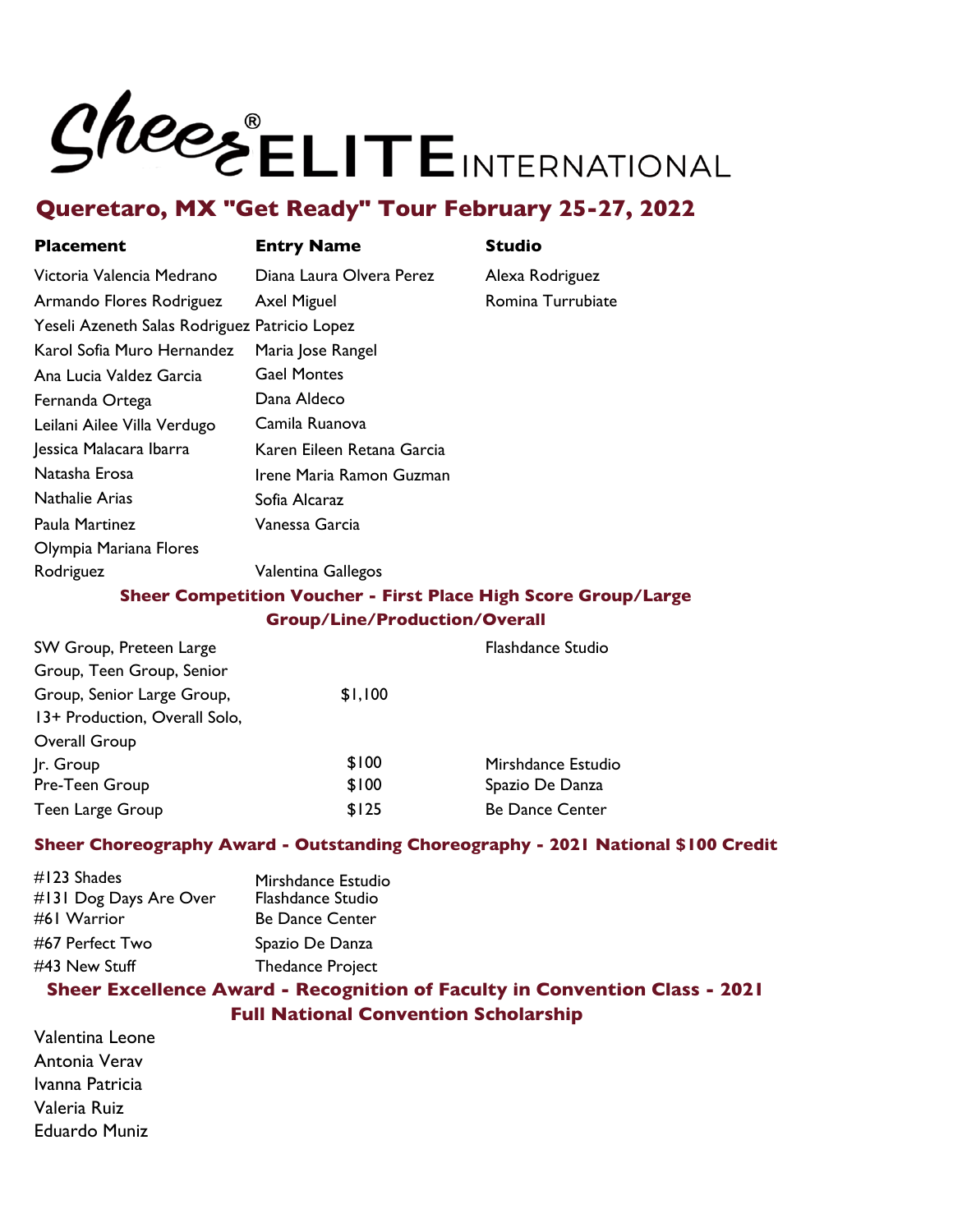# Sheer® ELITE INTERNATIONAL

## Queretaro, MX "Get Ready" Tour February 25-27, 2022

| Placement | Entry Name | Studio |
|---|---|---|
| Victoria Valencia Medrano | Diana Laura Olvera Perez | Alexa Rodriguez |
| Armando Flores Rodriguez | Axel Miguel | Romina Turrubiate |
| Yeseli Azeneth Salas Rodriguez | Patricio Lopez | |
| Karol Sofia Muro Hernandez | Maria Jose Rangel | |
| Ana Lucia Valdez Garcia | Gael Montes | |
| Fernanda Ortega | Dana Aldeco | |
| Leilani Ailee Villa Verdugo | Camila Ruanova | |
| Jessica Malacara Ibarra | Karen Eileen Retana Garcia | |
| Natasha Erosa | Irene Maria Ramon Guzman | |
| Nathalie Arias | Sofia Alcaraz | |
| Paula Martinez | Vanessa Garcia | |
| Olympia Mariana Flores Rodriguez | Valentina Gallegos | |

### Sheer Competition Voucher - First Place High Score Group/Large Group/Line/Production/Overall

| | | |
|---|---|---|
| SW Group, Preteen Large Group, Teen Group, Senior Group, Senior Large Group, 13+ Production, Overall Solo, Overall Group | $1,100 | Flashdance Studio |
| Jr. Group | $100 | Mirshdance Estudio |
| Pre-Teen Group | $100 | Spazio De Danza |
| Teen Large Group | $125 | Be Dance Center |

### Sheer Choreography Award - Outstanding Choreography - 2021 National $100 Credit

| | |
|---|---|
| #123 Shades | Mirshdance Estudio |
| #131 Dog Days Are Over | Flashdance Studio |
| #61 Warrior | Be Dance Center |
| #67 Perfect Two | Spazio De Danza |
| #43 New Stuff | Thedance Project |

### Sheer Excellence Award - Recognition of Faculty in Convention Class - 2021 Full National Convention Scholarship

Valentina Leone
Antonia Verav
Ivanna Patricia
Valeria Ruiz
Eduardo Muniz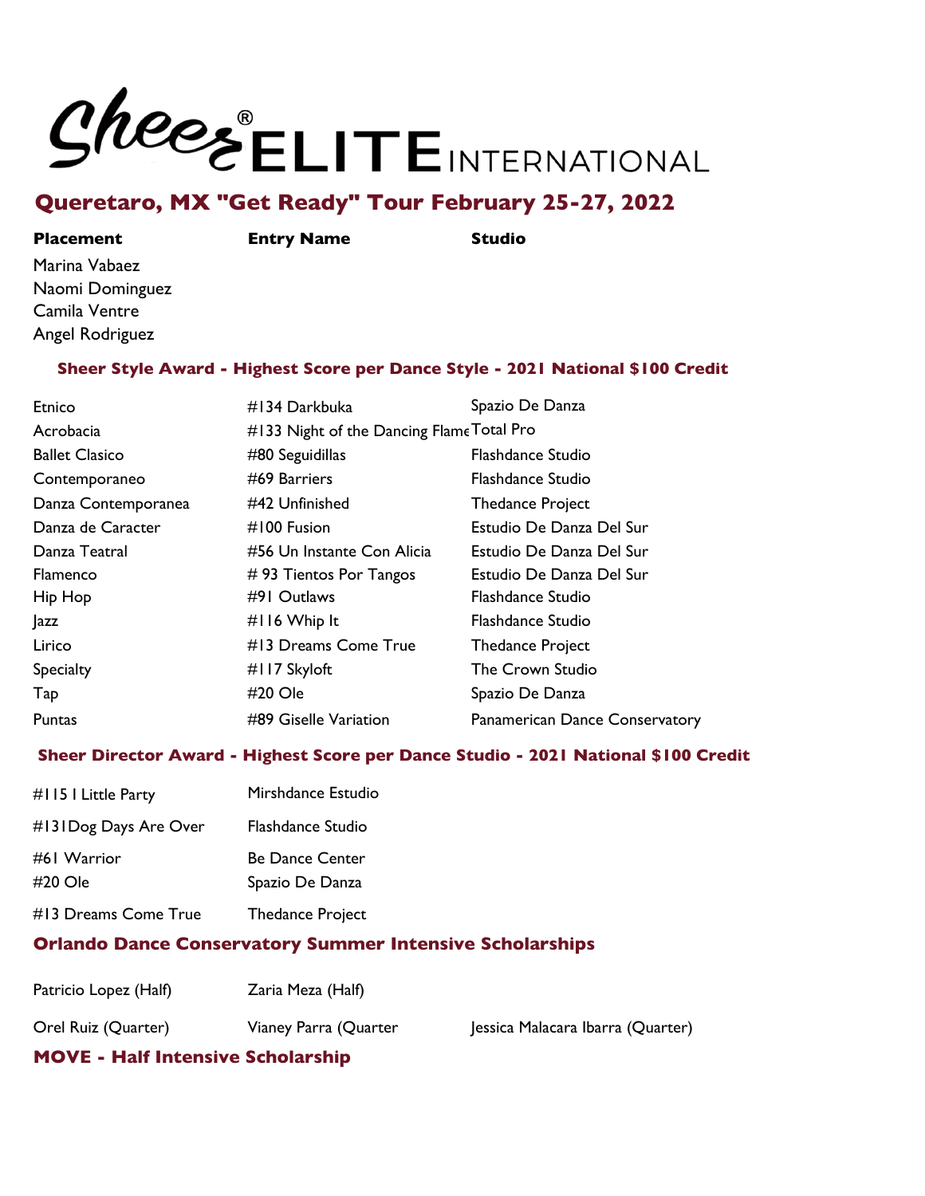# Sheer® ELITE INTERNATIONAL

## Queretaro, MX "Get Ready" Tour February 25-27, 2022

| Placement | Entry Name | Studio |
|---|---|---|
| Marina Vabaez | | |
| Naomi Dominguez | | |
| Camila Ventre | | |
| Angel Rodriguez | | |

### Sheer Style Award - Highest Score per Dance Style - 2021 National $100 Credit

| | | |
|---|---|---|
| Etnico | #134 Darkbuka | Spazio De Danza |
| Acrobacia | #133 Night of the Dancing Flame | Total Pro |
| Ballet Clasico | #80 Seguidillas | Flashdance Studio |
| Contemporaneo | #69 Barriers | Flashdance Studio |
| Danza Contemporanea | #42 Unfinished | Thedance Project |
| Danza de Caracter | #100 Fusion | Estudio De Danza Del Sur |
| Danza Teatral | #56 Un Instante Con Alicia | Estudio De Danza Del Sur |
| Flamenco | # 93 Tientos Por Tangos | Estudio De Danza Del Sur |
| Hip Hop | #91 Outlaws | Flashdance Studio |
| Jazz | #116 Whip It | Flashdance Studio |
| Lirico | #13 Dreams Come True | Thedance Project |
| Specialty | #117 Skyloft | The Crown Studio |
| Tap | #20 Ole | Spazio De Danza |
| Puntas | #89 Giselle Variation | Panamerican Dance Conservatory |

### Sheer Director Award - Highest Score per Dance Studio - 2021 National $100 Credit

| | |
|---|---|
| #115 I Little Party | Mirshdance Estudio |
| #131Dog Days Are Over | Flashdance Studio |
| #61 Warrior | Be Dance Center |
| #20 Ole | Spazio De Danza |
| #13 Dreams Come True | Thedance Project |

### Orlando Dance Conservatory Summer Intensive Scholarships

| | | |
|---|---|---|
| Patricio Lopez (Half) | Zaria Meza (Half) | |
| Orel Ruiz (Quarter) | Vianey Parra (Quarter | Jessica Malacara Ibarra (Quarter) |

### MOVE - Half Intensive Scholarship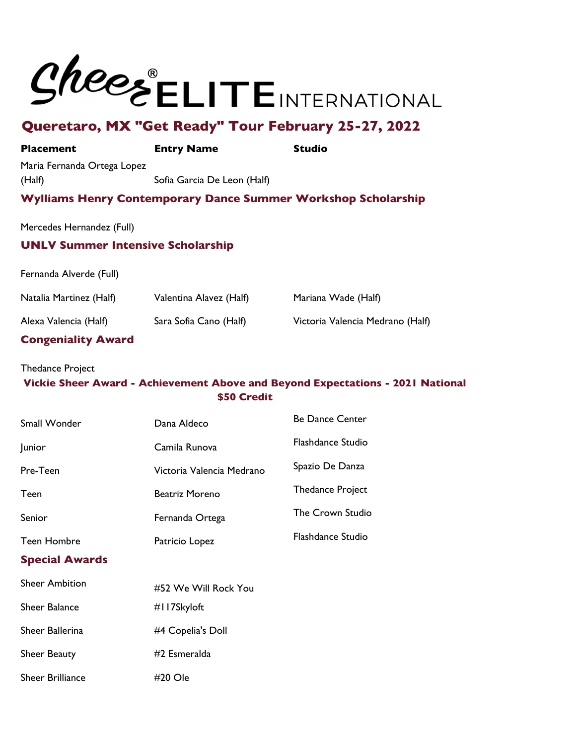# Sheer® ELITE INTERNATIONAL

## Queretaro, MX "Get Ready" Tour February 25-27, 2022

| Placement | Entry Name | Studio |
|---|---|---|
| Maria Fernanda Ortega Lopez (Half) | Sofia Garcia De Leon (Half) | |

### Wylliams Henry Contemporary Dance Summer Workshop Scholarship

Mercedes Hernandez (Full)

### UNLV Summer Intensive Scholarship

| | | |
|---|---|---|
| Fernanda Alverde (Full) | | |
| Natalia Martinez (Half) | Valentina Alavez (Half) | Mariana Wade (Half) |
| Alexa Valencia (Half) | Sara Sofia Cano (Half) | Victoria Valencia Medrano (Half) |

### Congeniality Award

Thedance Project

### Vickie Sheer Award - Achievement Above and Beyond Expectations - 2021 National $50 Credit

| | | |
|---|---|---|
| Small Wonder | Dana Aldeco | Be Dance Center |
| Junior | Camila Runova | Flashdance Studio |
| Pre-Teen | Victoria Valencia Medrano | Spazio De Danza |
| Teen | Beatriz Moreno | Thedance Project |
| Senior | Fernanda Ortega | The Crown Studio |
| Teen Hombre | Patricio Lopez | Flashdance Studio |

### Special Awards

| | |
|---|---|
| Sheer Ambition | #52 We Will Rock You |
| Sheer Balance | #117Skyloft |
| Sheer Ballerina | #4 Copelia's Doll |
| Sheer Beauty | #2 Esmeralda |
| Sheer Brilliance | #20 Ole |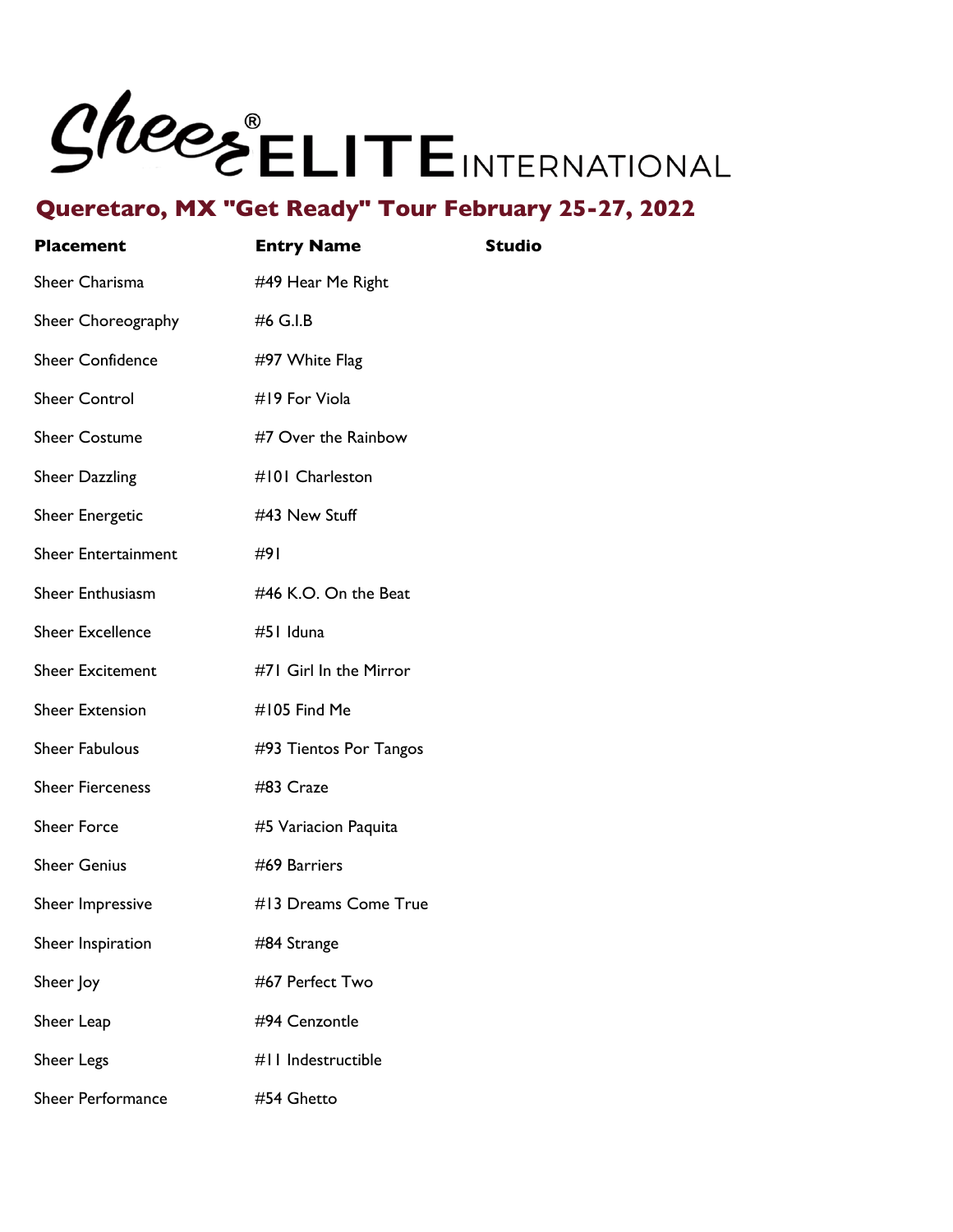# Sheer® ELITE INTERNATIONAL

## Queretaro, MX "Get Ready" Tour February 25-27, 2022

| Placement | Entry Name | Studio |
|---|---|---|
| Sheer Charisma | #49 Hear Me Right | |
| Sheer Choreography | #6 G.I.B | |
| Sheer Confidence | #97 White Flag | |
| Sheer Control | #19 For Viola | |
| Sheer Costume | #7 Over the Rainbow | |
| Sheer Dazzling | #101 Charleston | |
| Sheer Energetic | #43 New Stuff | |
| Sheer Entertainment | #91 | |
| Sheer Enthusiasm | #46 K.O. On the Beat | |
| Sheer Excellence | #51 Iduna | |
| Sheer Excitement | #71 Girl In the Mirror | |
| Sheer Extension | #105 Find Me | |
| Sheer Fabulous | #93 Tientos Por Tangos | |
| Sheer Fierceness | #83 Craze | |
| Sheer Force | #5 Variacion Paquita | |
| Sheer Genius | #69 Barriers | |
| Sheer Impressive | #13 Dreams Come True | |
| Sheer Inspiration | #84 Strange | |
| Sheer Joy | #67 Perfect Two | |
| Sheer Leap | #94 Cenzontle | |
| Sheer Legs | #11 Indestructible | |
| Sheer Performance | #54 Ghetto | |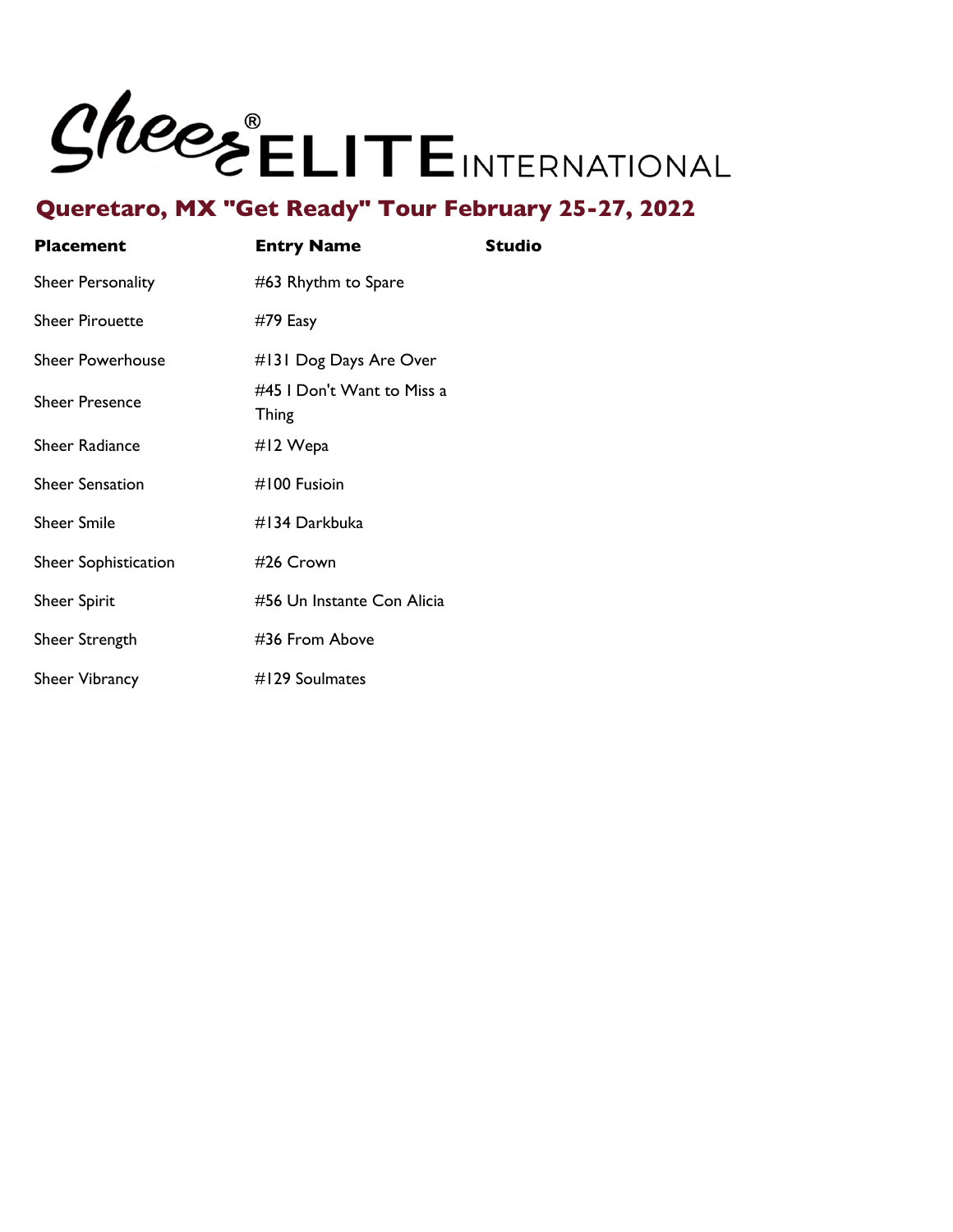# Sheer® ELITE INTERNATIONAL

## Queretaro, MX "Get Ready" Tour February 25-27, 2022

| Placement | Entry Name | Studio |
|---|---|---|
| Sheer Personality | #63 Rhythm to Spare | |
| Sheer Pirouette | #79 Easy | |
| Sheer Powerhouse | #131 Dog Days Are Over | |
| Sheer Presence | #45 I Don't Want to Miss a Thing | |
| Sheer Radiance | #12 Wepa | |
| Sheer Sensation | #100 Fusioin | |
| Sheer Smile | #134 Darkbuka | |
| Sheer Sophistication | #26 Crown | |
| Sheer Spirit | #56 Un Instante Con Alicia | |
| Sheer Strength | #36 From Above | |
| Sheer Vibrancy | #129 Soulmates | |